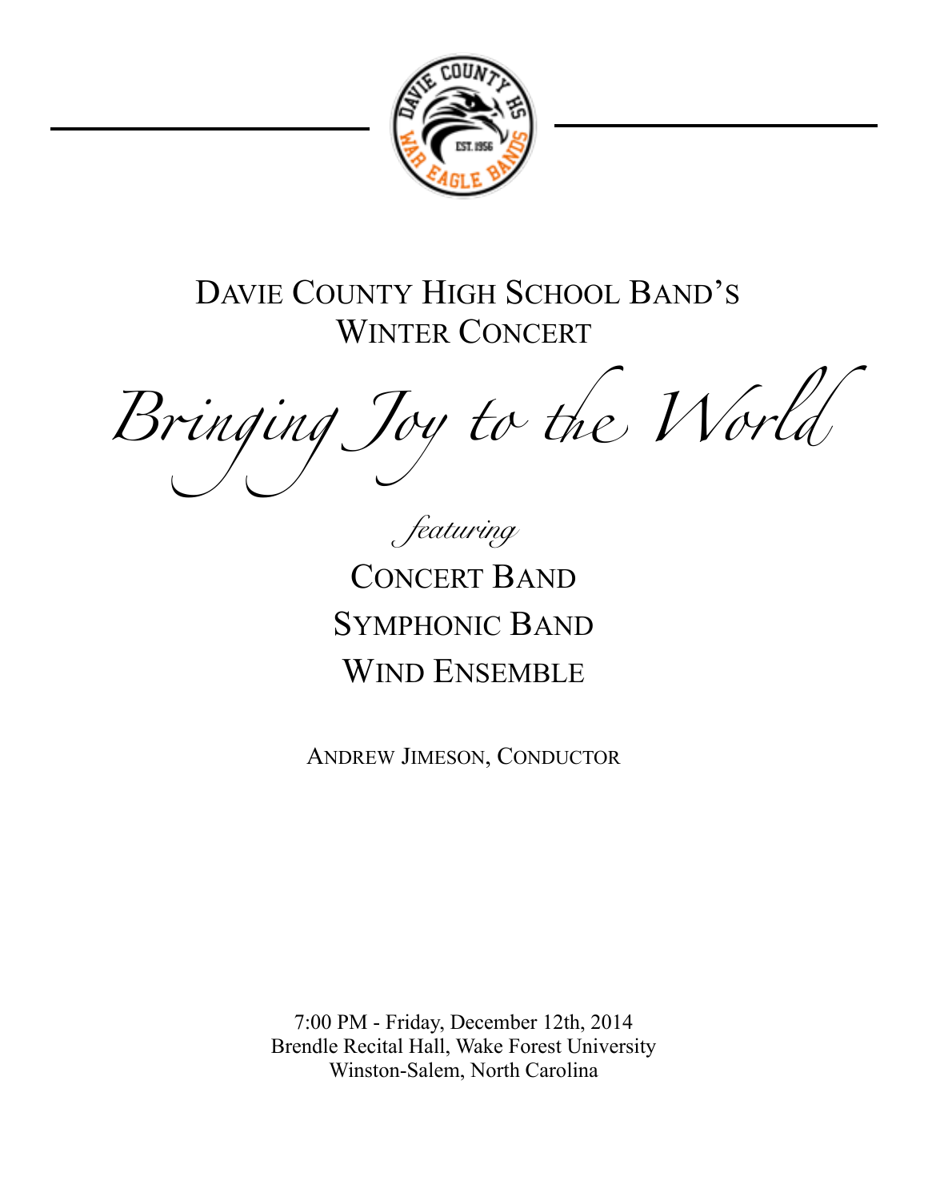# Davie County High School Band's Winter Concert

# *Bringing Joy to the World*

*featuring*

## Concert Band
## Symphonic Band
## Wind Ensemble

Andrew Jimeson, Conductor

7:00 PM - Friday, December 12th, 2014
Brendle Recital Hall, Wake Forest University
Winston-Salem, North Carolina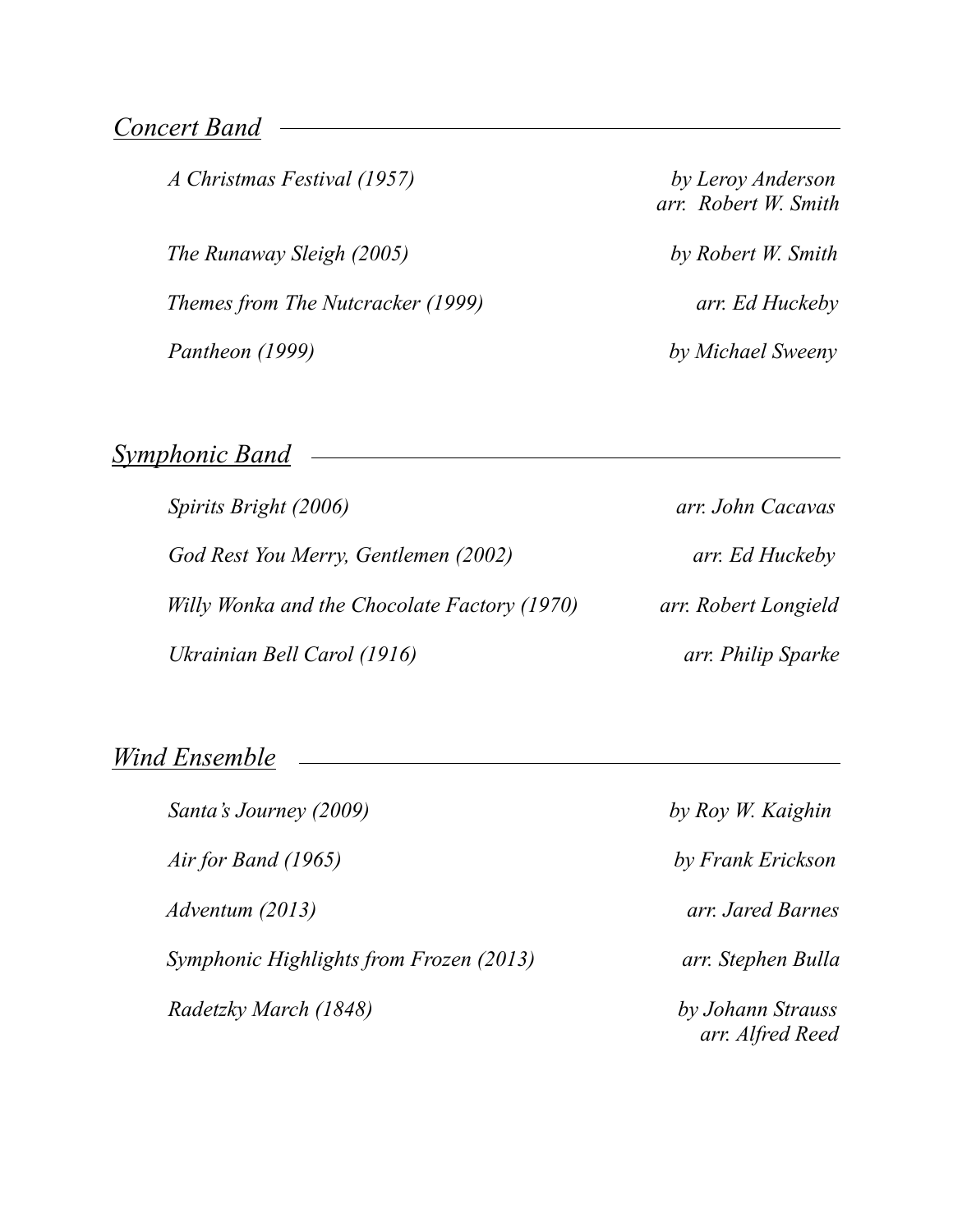## *Concert Band*

| | |
|---|---|
| *A Christmas Festival (1957)* | *by Leroy Anderson*<br>*arr. Robert W. Smith* |
| *The Runaway Sleigh (2005)* | *by Robert W. Smith* |
| *Themes from The Nutcracker (1999)* | *arr. Ed Huckeby* |
| *Pantheon (1999)* | *by Michael Sweeny* |

## *Symphonic Band*

| | |
|---|---|
| *Spirits Bright (2006)* | *arr. John Cacavas* |
| *God Rest You Merry, Gentlemen (2002)* | *arr. Ed Huckeby* |
| *Willy Wonka and the Chocolate Factory (1970)* | *arr. Robert Longield* |
| *Ukrainian Bell Carol (1916)* | *arr. Philip Sparke* |

## *Wind Ensemble*

| | |
|---|---|
| *Santa's Journey (2009)* | *by Roy W. Kaighin* |
| *Air for Band (1965)* | *by Frank Erickson* |
| *Adventum (2013)* | *arr. Jared Barnes* |
| *Symphonic Highlights from Frozen (2013)* | *arr. Stephen Bulla* |
| *Radetzky March (1848)* | *by Johann Strauss*<br>*arr. Alfred Reed* |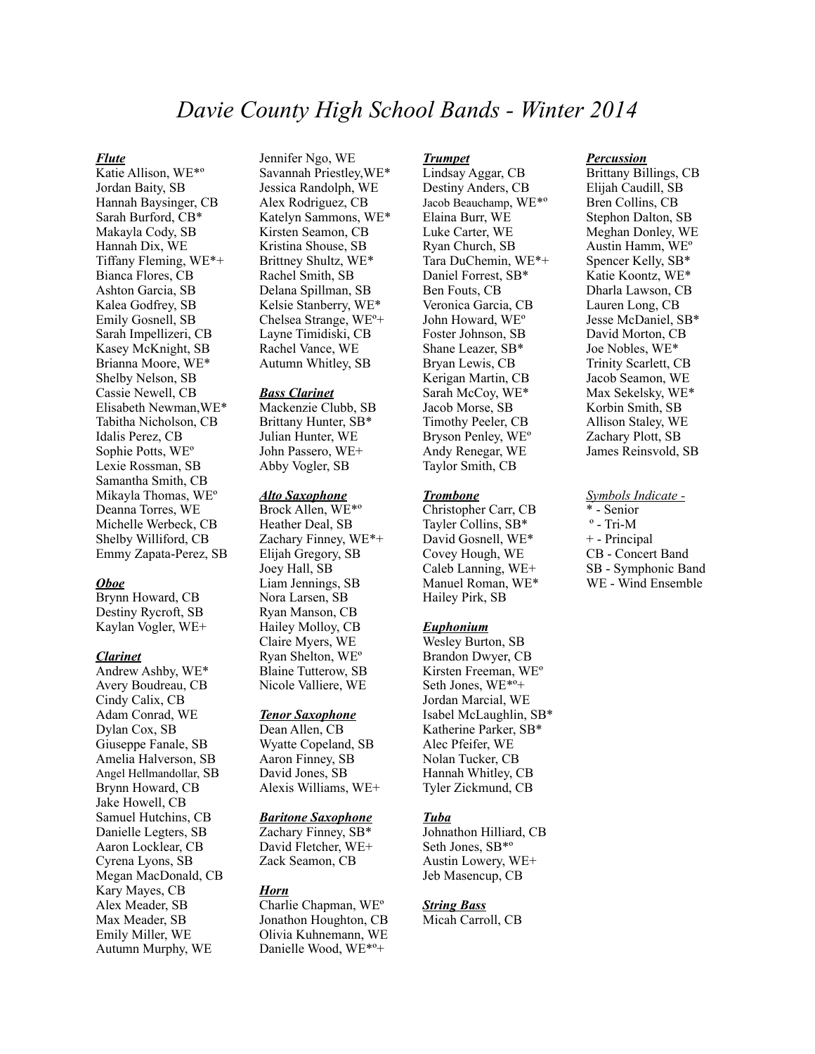# *Davie County High School Bands - Winter 2014*

***Flute***

Katie Allison, WE*º
Jordan Baity, SB
Hannah Baysinger, CB
Sarah Burford, CB*
Makayla Cody, SB
Hannah Dix, WE
Tiffany Fleming, WE*+
Bianca Flores, CB
Ashton Garcia, SB
Kalea Godfrey, SB
Emily Gosnell, SB
Sarah Impellizeri, CB
Kasey McKnight, SB
Brianna Moore, WE*
Shelby Nelson, SB
Cassie Newell, CB
Elisabeth Newman,WE*
Tabitha Nicholson, CB
Idalis Perez, CB
Sophie Potts, WEº
Lexie Rossman, SB
Samantha Smith, CB
Mikayla Thomas, WEº
Deanna Torres, WE
Michelle Werbeck, CB
Shelby Williford, CB
Emmy Zapata-Perez, SB

***Oboe***

Brynn Howard, CB
Destiny Rycroft, SB
Kaylan Vogler, WE+

***Clarinet***

Andrew Ashby, WE*
Avery Boudreau, CB
Cindy Calix, CB
Adam Conrad, WE
Dylan Cox, SB
Giuseppe Fanale, SB
Amelia Halverson, SB
Angel Hellmandollar, SB
Brynn Howard, CB
Jake Howell, CB
Samuel Hutchins, CB
Danielle Legters, SB
Aaron Locklear, CB
Cyrena Lyons, SB
Megan MacDonald, CB
Kary Mayes, CB
Alex Meader, SB
Max Meader, SB
Emily Miller, WE
Autumn Murphy, WE
Jennifer Ngo, WE
Savannah Priestley,WE*
Jessica Randolph, WE
Alex Rodriguez, CB
Katelyn Sammons, WE*
Kirsten Seamon, CB
Kristina Shouse, SB
Brittney Shultz, WE*
Rachel Smith, SB
Delana Spillman, SB
Kelsie Stanberry, WE*
Chelsea Strange, WEº+
Layne Timidiski, CB
Rachel Vance, WE
Autumn Whitley, SB

***Bass Clarinet***

Mackenzie Clubb, SB
Brittany Hunter, SB*
Julian Hunter, WE
John Passero, WE+
Abby Vogler, SB

***Alto Saxophone***

Brock Allen, WE*º
Heather Deal, SB
Zachary Finney, WE*+
Elijah Gregory, SB
Joey Hall, SB
Liam Jennings, SB
Nora Larsen, SB
Ryan Manson, CB
Hailey Molloy, CB
Claire Myers, WE
Ryan Shelton, WEº
Blaine Tutterow, SB
Nicole Valliere, WE

***Tenor Saxophone***

Dean Allen, CB
Wyatte Copeland, SB
Aaron Finney, SB
David Jones, SB
Alexis Williams, WE+

***Baritone Saxophone***

Zachary Finney, SB*
David Fletcher, WE+
Zack Seamon, CB

***Horn***

Charlie Chapman, WEº
Jonathon Houghton, CB
Olivia Kuhnemann, WE
Danielle Wood, WE*º+

***Trumpet***

Lindsay Aggar, CB
Destiny Anders, CB
Jacob Beauchamp, WE*º
Elaina Burr, WE
Luke Carter, WE
Ryan Church, SB
Tara DuChemin, WE*+
Daniel Forrest, SB*
Ben Fouts, CB
Veronica Garcia, CB
John Howard, WEº
Foster Johnson, SB
Shane Leazer, SB*
Bryan Lewis, CB
Kerigan Martin, CB
Sarah McCoy, WE*
Jacob Morse, SB
Timothy Peeler, CB
Bryson Penley, WEº
Andy Renegar, WE
Taylor Smith, CB

***Trombone***

Christopher Carr, CB
Tayler Collins, SB*
David Gosnell, WE*
Covey Hough, WE
Caleb Lanning, WE+
Manuel Roman, WE*
Hailey Pirk, SB

***Euphonium***

Wesley Burton, SB
Brandon Dwyer, CB
Kirsten Freeman, WEº
Seth Jones, WE*º+
Jordan Marcial, WE
Isabel McLaughlin, SB*
Katherine Parker, SB*
Alec Pfeifer, WE
Nolan Tucker, CB
Hannah Whitley, CB
Tyler Zickmund, CB

***Tuba***

Johnathon Hilliard, CB
Seth Jones, SB*º
Austin Lowery, WE+
Jeb Masencup, CB

***String Bass***

Micah Carroll, CB

***Percussion***

Brittany Billings, CB
Elijah Caudill, SB
Bren Collins, CB
Stephon Dalton, SB
Meghan Donley, WE
Austin Hamm, WEº
Spencer Kelly, SB*
Katie Koontz, WE*
Dharla Lawson, CB
Lauren Long, CB
Jesse McDaniel, SB*
David Morton, CB
Joe Nobles, WE*
Trinity Scarlett, CB
Jacob Seamon, WE
Max Sekelsky, WE*
Korbin Smith, SB
Allison Staley, WE
Zachary Plott, SB
James Reinsvold, SB

*Symbols Indicate -*

\* - Senior
º - Tri-M
\+ - Principal
CB - Concert Band
SB - Symphonic Band
WE - Wind Ensemble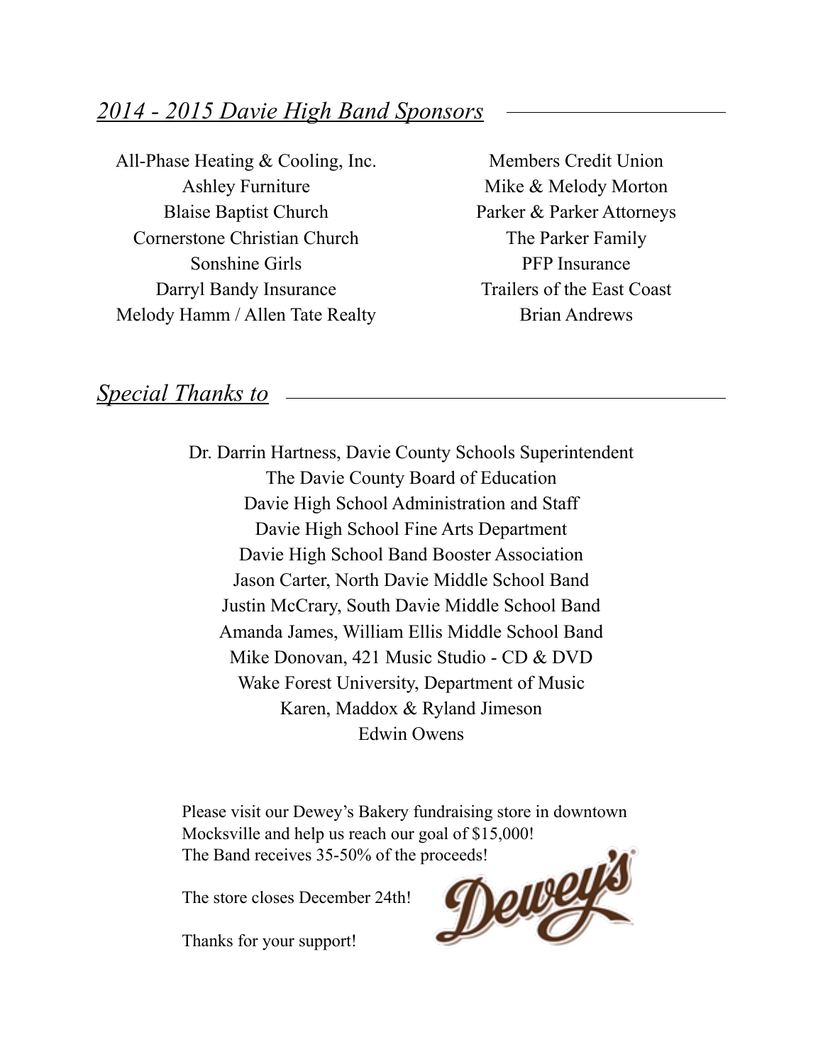## *2014 - 2015 Davie High Band Sponsors*

All-Phase Heating & Cooling, Inc.
Ashley Furniture
Blaise Baptist Church
Cornerstone Christian Church
Sonshine Girls
Darryl Bandy Insurance
Melody Hamm / Allen Tate Realty

Members Credit Union
Mike & Melody Morton
Parker & Parker Attorneys
The Parker Family
PFP Insurance
Trailers of the East Coast
Brian Andrews

## *Special Thanks to*

Dr. Darrin Hartness, Davie County Schools Superintendent
The Davie County Board of Education
Davie High School Administration and Staff
Davie High School Fine Arts Department
Davie High School Band Booster Association
Jason Carter, North Davie Middle School Band
Justin McCrary, South Davie Middle School Band
Amanda James, William Ellis Middle School Band
Mike Donovan, 421 Music Studio - CD & DVD
Wake Forest University, Department of Music
Karen, Maddox & Ryland Jimeson
Edwin Owens

Please visit our Dewey's Bakery fundraising store in downtown Mocksville and help us reach our goal of $15,000!
The Band receives 35-50% of the proceeds!

The store closes December 24th!

Thanks for your support!

Dewey's